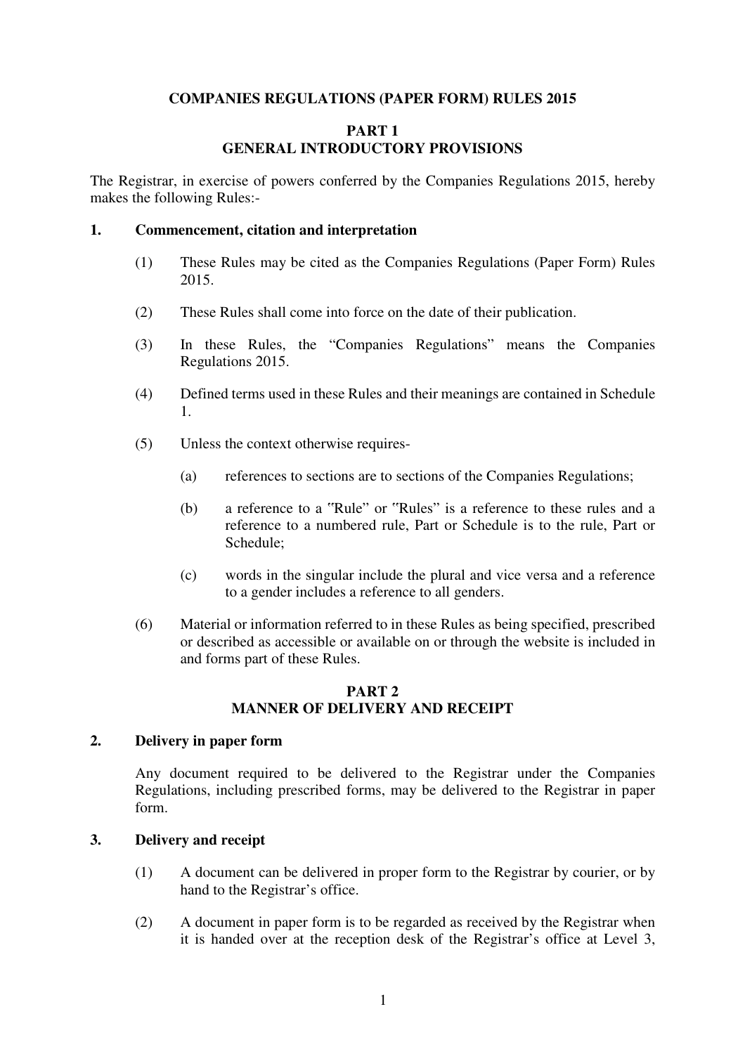# COMPANIES REGULATIONS (PAPER FORM) RULES 2015

## PART 1
## GENERAL INTRODUCTORY PROVISIONS

The Registrar, in exercise of powers conferred by the Companies Regulations 2015, hereby makes the following Rules:-

### 1. Commencement, citation and interpretation

(1) These Rules may be cited as the Companies Regulations (Paper Form) Rules 2015.

(2) These Rules shall come into force on the date of their publication.

(3) In these Rules, the "Companies Regulations" means the Companies Regulations 2015.

(4) Defined terms used in these Rules and their meanings are contained in Schedule 1.

(5) Unless the context otherwise requires-

(a) references to sections are to sections of the Companies Regulations;

(b) a reference to a "Rule" or "Rules" is a reference to these rules and a reference to a numbered rule, Part or Schedule is to the rule, Part or Schedule;

(c) words in the singular include the plural and vice versa and a reference to a gender includes a reference to all genders.

(6) Material or information referred to in these Rules as being specified, prescribed or described as accessible or available on or through the website is included in and forms part of these Rules.

## PART 2
## MANNER OF DELIVERY AND RECEIPT

### 2. Delivery in paper form

Any document required to be delivered to the Registrar under the Companies Regulations, including prescribed forms, may be delivered to the Registrar in paper form.

### 3. Delivery and receipt

(1) A document can be delivered in proper form to the Registrar by courier, or by hand to the Registrar's office.

(2) A document in paper form is to be regarded as received by the Registrar when it is handed over at the reception desk of the Registrar's office at Level 3,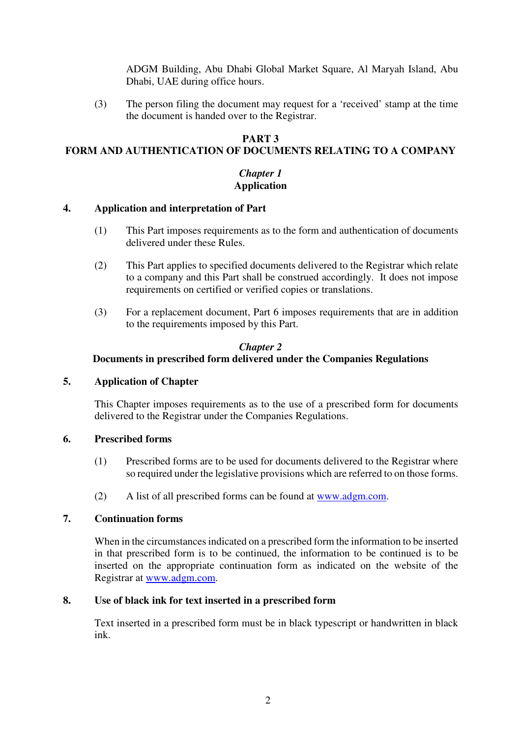ADGM Building, Abu Dhabi Global Market Square, Al Maryah Island, Abu Dhabi, UAE during office hours.

(3) The person filing the document may request for a 'received' stamp at the time the document is handed over to the Registrar.

## PART 3
## FORM AND AUTHENTICATION OF DOCUMENTS RELATING TO A COMPANY

### *Chapter 1*
### Application

**4. Application and interpretation of Part**

(1) This Part imposes requirements as to the form and authentication of documents delivered under these Rules.

(2) This Part applies to specified documents delivered to the Registrar which relate to a company and this Part shall be construed accordingly. It does not impose requirements on certified or verified copies or translations.

(3) For a replacement document, Part 6 imposes requirements that are in addition to the requirements imposed by this Part.

### *Chapter 2*
### Documents in prescribed form delivered under the Companies Regulations

**5. Application of Chapter**

This Chapter imposes requirements as to the use of a prescribed form for documents delivered to the Registrar under the Companies Regulations.

**6. Prescribed forms**

(1) Prescribed forms are to be used for documents delivered to the Registrar where so required under the legislative provisions which are referred to on those forms.

(2) A list of all prescribed forms can be found at www.adgm.com.

**7. Continuation forms**

When in the circumstances indicated on a prescribed form the information to be inserted in that prescribed form is to be continued, the information to be continued is to be inserted on the appropriate continuation form as indicated on the website of the Registrar at www.adgm.com.

**8. Use of black ink for text inserted in a prescribed form**

Text inserted in a prescribed form must be in black typescript or handwritten in black ink.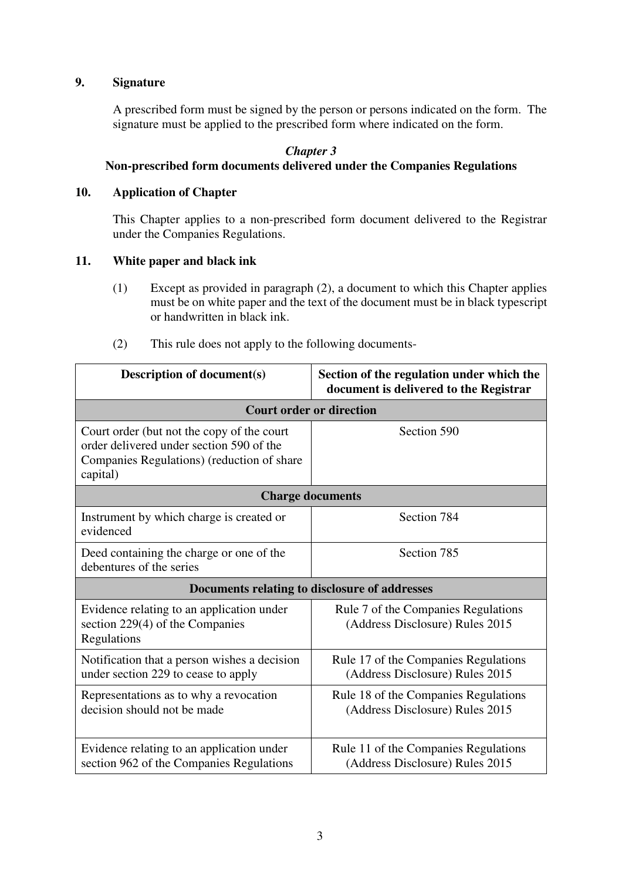## 9. Signature

A prescribed form must be signed by the person or persons indicated on the form. The signature must be applied to the prescribed form where indicated on the form.

### *Chapter 3*
### Non-prescribed form documents delivered under the Companies Regulations

## 10. Application of Chapter

This Chapter applies to a non-prescribed form document delivered to the Registrar under the Companies Regulations.

## 11. White paper and black ink

(1) Except as provided in paragraph (2), a document to which this Chapter applies must be on white paper and the text of the document must be in black typescript or handwritten in black ink.

(2) This rule does not apply to the following documents-

| Description of document(s) | Section of the regulation under which the document is delivered to the Registrar |
|---|---|
| **Court order or direction** | |
| Court order (but not the copy of the court order delivered under section 590 of the Companies Regulations) (reduction of share capital) | Section 590 |
| **Charge documents** | |
| Instrument by which charge is created or evidenced | Section 784 |
| Deed containing the charge or one of the debentures of the series | Section 785 |
| **Documents relating to disclosure of addresses** | |
| Evidence relating to an application under section 229(4) of the Companies Regulations | Rule 7 of the Companies Regulations (Address Disclosure) Rules 2015 |
| Notification that a person wishes a decision under section 229 to cease to apply | Rule 17 of the Companies Regulations (Address Disclosure) Rules 2015 |
| Representations as to why a revocation decision should not be made | Rule 18 of the Companies Regulations (Address Disclosure) Rules 2015 |
| Evidence relating to an application under section 962 of the Companies Regulations | Rule 11 of the Companies Regulations (Address Disclosure) Rules 2015 |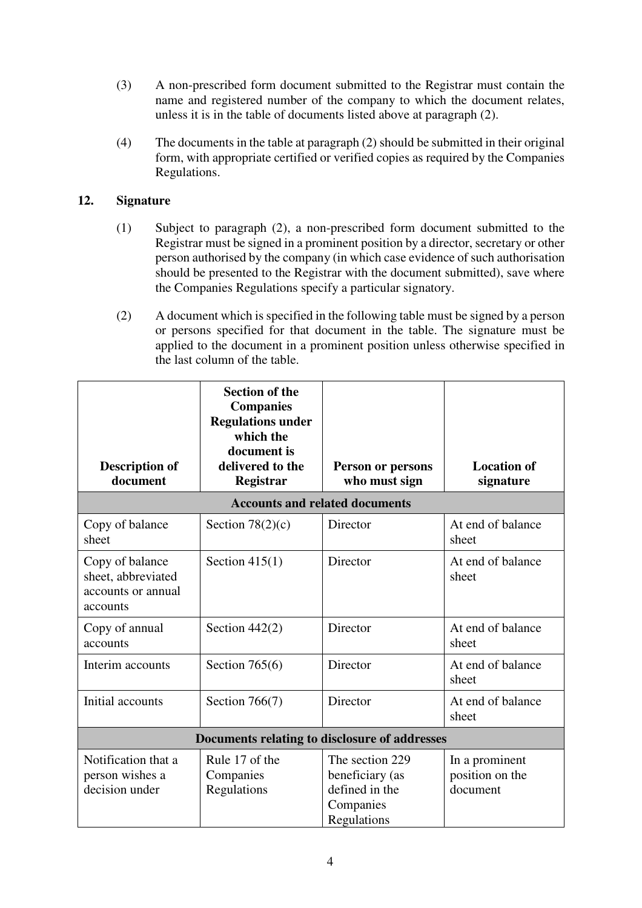(3) A non-prescribed form document submitted to the Registrar must contain the name and registered number of the company to which the document relates, unless it is in the table of documents listed above at paragraph (2).

(4) The documents in the table at paragraph (2) should be submitted in their original form, with appropriate certified or verified copies as required by the Companies Regulations.

## 12. Signature

(1) Subject to paragraph (2), a non-prescribed form document submitted to the Registrar must be signed in a prominent position by a director, secretary or other person authorised by the company (in which case evidence of such authorisation should be presented to the Registrar with the document submitted), save where the Companies Regulations specify a particular signatory.

(2) A document which is specified in the following table must be signed by a person or persons specified for that document in the table. The signature must be applied to the document in a prominent position unless otherwise specified in the last column of the table.

| Description of document | Section of the Companies Regulations under which the document is delivered to the Registrar | Person or persons who must sign | Location of signature |
|---|---|---|---|
| **Accounts and related documents** | | | |
| Copy of balance sheet | Section 78(2)(c) | Director | At end of balance sheet |
| Copy of balance sheet, abbreviated accounts or annual accounts | Section 415(1) | Director | At end of balance sheet |
| Copy of annual accounts | Section 442(2) | Director | At end of balance sheet |
| Interim accounts | Section 765(6) | Director | At end of balance sheet |
| Initial accounts | Section 766(7) | Director | At end of balance sheet |
| **Documents relating to disclosure of addresses** | | | |
| Notification that a person wishes a decision under | Rule 17 of the Companies Regulations | The section 229 beneficiary (as defined in the Companies Regulations | In a prominent position on the document |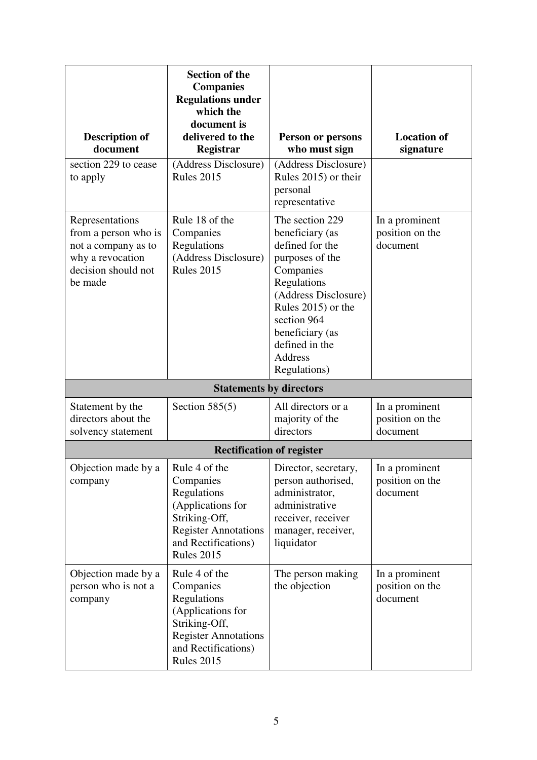| Description of document | Section of the Companies Regulations under which the document is delivered to the Registrar | Person or persons who must sign | Location of signature |
|---|---|---|---|
| section 229 to cease to apply | (Address Disclosure) Rules 2015 | (Address Disclosure) Rules 2015) or their personal representative | |
| Representations from a person who is not a company as to why a revocation decision should not be made | Rule 18 of the Companies Regulations (Address Disclosure) Rules 2015 | The section 229 beneficiary (as defined for the purposes of the Companies Regulations (Address Disclosure) Rules 2015) or the section 964 beneficiary (as defined in the Address Regulations) | In a prominent position on the document |
| **Statements by directors** | | | |
| Statement by the directors about the solvency statement | Section 585(5) | All directors or a majority of the directors | In a prominent position on the document |
| **Rectification of register** | | | |
| Objection made by a company | Rule 4 of the Companies Regulations (Applications for Striking-Off, Register Annotations and Rectifications) Rules 2015 | Director, secretary, person authorised, administrator, administrative receiver, receiver manager, receiver, liquidator | In a prominent position on the document |
| Objection made by a person who is not a company | Rule 4 of the Companies Regulations (Applications for Striking-Off, Register Annotations and Rectifications) Rules 2015 | The person making the objection | In a prominent position on the document |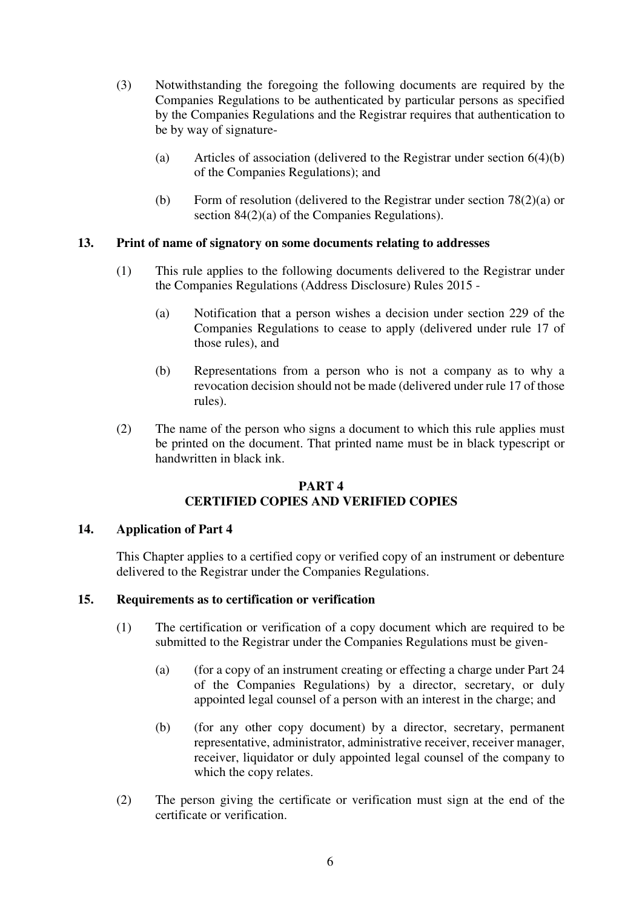(3) Notwithstanding the foregoing the following documents are required by the Companies Regulations to be authenticated by particular persons as specified by the Companies Regulations and the Registrar requires that authentication to be by way of signature-

(a) Articles of association (delivered to the Registrar under section 6(4)(b) of the Companies Regulations); and

(b) Form of resolution (delivered to the Registrar under section 78(2)(a) or section 84(2)(a) of the Companies Regulations).

### 13. Print of name of signatory on some documents relating to addresses

(1) This rule applies to the following documents delivered to the Registrar under the Companies Regulations (Address Disclosure) Rules 2015 -

(a) Notification that a person wishes a decision under section 229 of the Companies Regulations to cease to apply (delivered under rule 17 of those rules), and

(b) Representations from a person who is not a company as to why a revocation decision should not be made (delivered under rule 17 of those rules).

(2) The name of the person who signs a document to which this rule applies must be printed on the document. That printed name must be in black typescript or handwritten in black ink.

## PART 4
## CERTIFIED COPIES AND VERIFIED COPIES

### 14. Application of Part 4

This Chapter applies to a certified copy or verified copy of an instrument or debenture delivered to the Registrar under the Companies Regulations.

### 15. Requirements as to certification or verification

(1) The certification or verification of a copy document which are required to be submitted to the Registrar under the Companies Regulations must be given-

(a) (for a copy of an instrument creating or effecting a charge under Part 24 of the Companies Regulations) by a director, secretary, or duly appointed legal counsel of a person with an interest in the charge; and

(b) (for any other copy document) by a director, secretary, permanent representative, administrator, administrative receiver, receiver manager, receiver, liquidator or duly appointed legal counsel of the company to which the copy relates.

(2) The person giving the certificate or verification must sign at the end of the certificate or verification.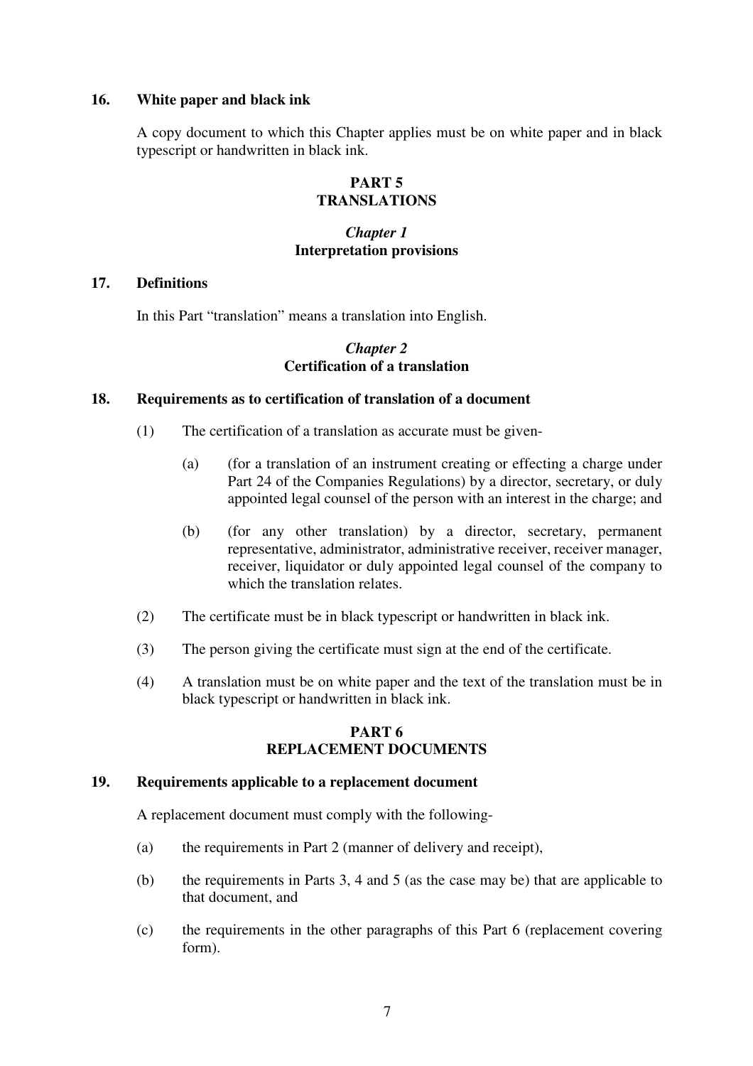### 16. White paper and black ink

A copy document to which this Chapter applies must be on white paper and in black typescript or handwritten in black ink.

## PART 5
## TRANSLATIONS

### *Chapter 1*
### Interpretation provisions

### 17. Definitions

In this Part "translation" means a translation into English.

### *Chapter 2*
### Certification of a translation

### 18. Requirements as to certification of translation of a document

(1) The certification of a translation as accurate must be given-

(a) (for a translation of an instrument creating or effecting a charge under Part 24 of the Companies Regulations) by a director, secretary, or duly appointed legal counsel of the person with an interest in the charge; and

(b) (for any other translation) by a director, secretary, permanent representative, administrator, administrative receiver, receiver manager, receiver, liquidator or duly appointed legal counsel of the company to which the translation relates.

(2) The certificate must be in black typescript or handwritten in black ink.

(3) The person giving the certificate must sign at the end of the certificate.

(4) A translation must be on white paper and the text of the translation must be in black typescript or handwritten in black ink.

## PART 6
## REPLACEMENT DOCUMENTS

### 19. Requirements applicable to a replacement document

A replacement document must comply with the following-

(a) the requirements in Part 2 (manner of delivery and receipt),

(b) the requirements in Parts 3, 4 and 5 (as the case may be) that are applicable to that document, and

(c) the requirements in the other paragraphs of this Part 6 (replacement covering form).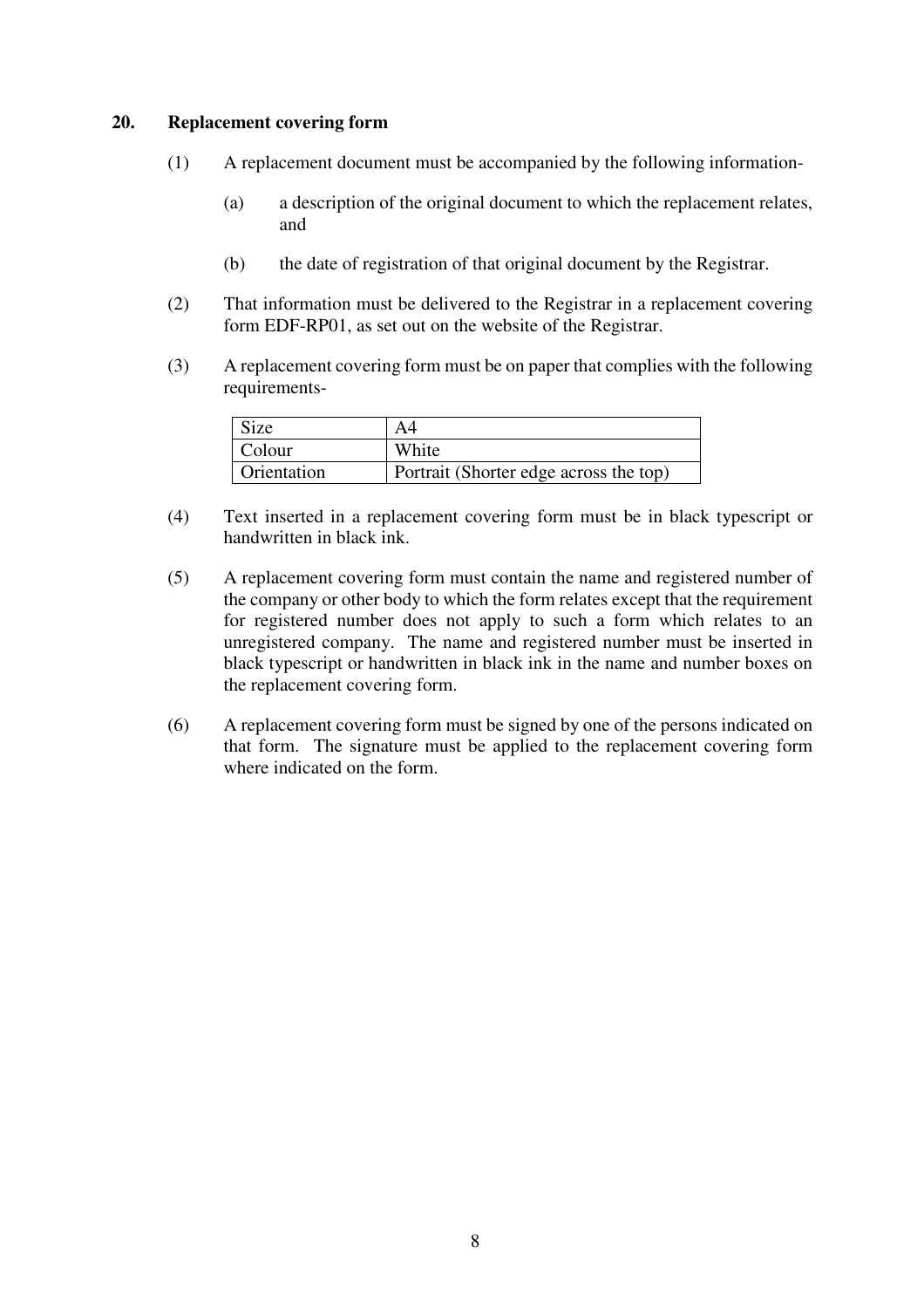## 20. Replacement covering form

(1) A replacement document must be accompanied by the following information-

(a) a description of the original document to which the replacement relates, and

(b) the date of registration of that original document by the Registrar.

(2) That information must be delivered to the Registrar in a replacement covering form EDF-RP01, as set out on the website of the Registrar.

(3) A replacement covering form must be on paper that complies with the following requirements-

| Size | A4 |
|---|---|
| Colour | White |
| Orientation | Portrait (Shorter edge across the top) |

(4) Text inserted in a replacement covering form must be in black typescript or handwritten in black ink.

(5) A replacement covering form must contain the name and registered number of the company or other body to which the form relates except that the requirement for registered number does not apply to such a form which relates to an unregistered company. The name and registered number must be inserted in black typescript or handwritten in black ink in the name and number boxes on the replacement covering form.

(6) A replacement covering form must be signed by one of the persons indicated on that form. The signature must be applied to the replacement covering form where indicated on the form.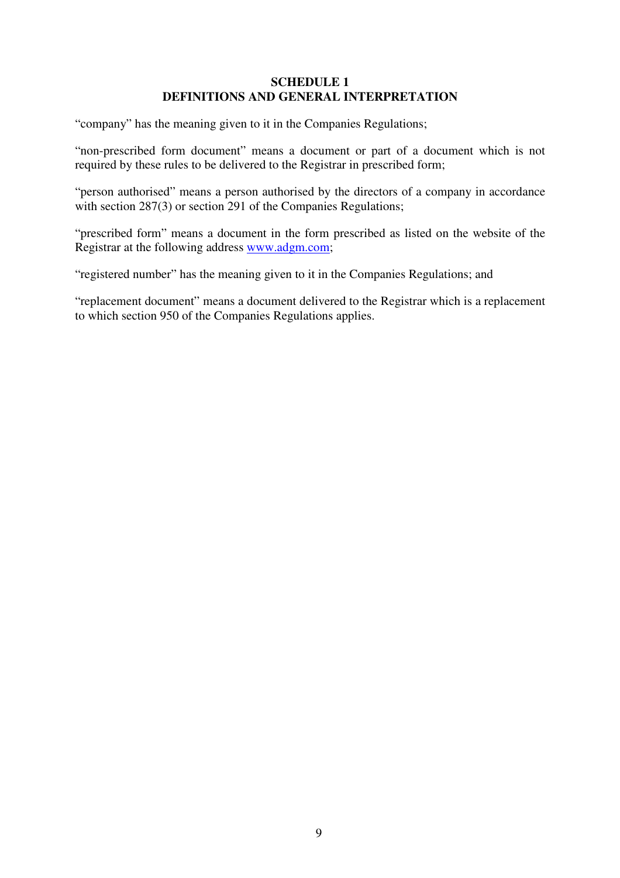# SCHEDULE 1
# DEFINITIONS AND GENERAL INTERPRETATION

"company" has the meaning given to it in the Companies Regulations;

"non-prescribed form document" means a document or part of a document which is not required by these rules to be delivered to the Registrar in prescribed form;

"person authorised" means a person authorised by the directors of a company in accordance with section 287(3) or section 291 of the Companies Regulations;

"prescribed form" means a document in the form prescribed as listed on the website of the Registrar at the following address [www.adgm.com](http://www.adgm.com);

"registered number" has the meaning given to it in the Companies Regulations; and

"replacement document" means a document delivered to the Registrar which is a replacement to which section 950 of the Companies Regulations applies.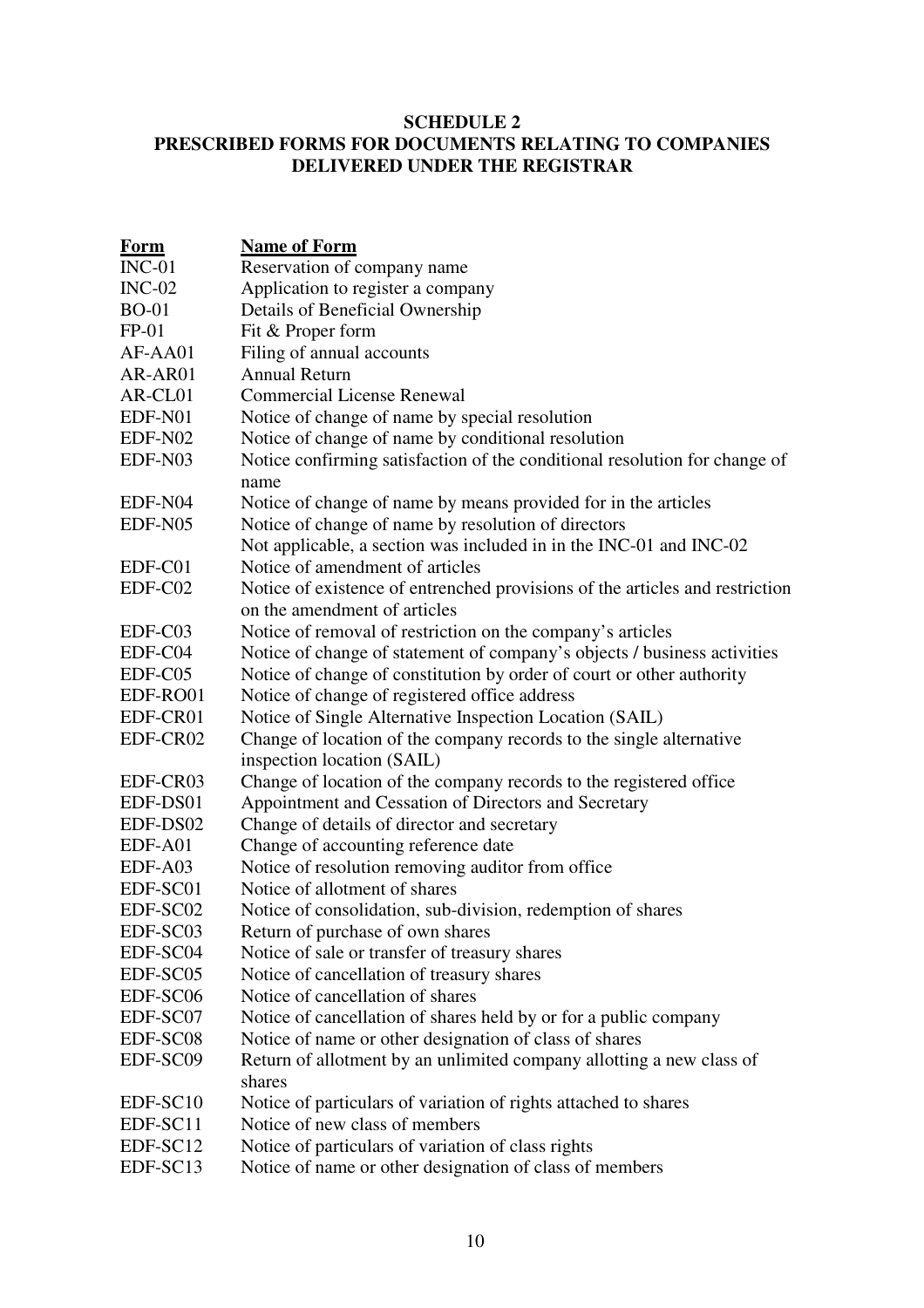**SCHEDULE 2**
**PRESCRIBED FORMS FOR DOCUMENTS RELATING TO COMPANIES DELIVERED UNDER THE REGISTRAR**

| Form | Name of Form |
|---|---|
| INC-01 | Reservation of company name |
| INC-02 | Application to register a company |
| BO-01 | Details of Beneficial Ownership |
| FP-01 | Fit & Proper form |
| AF-AA01 | Filing of annual accounts |
| AR-AR01 | Annual Return |
| AR-CL01 | Commercial License Renewal |
| EDF-N01 | Notice of change of name by special resolution |
| EDF-N02 | Notice of change of name by conditional resolution |
| EDF-N03 | Notice confirming satisfaction of the conditional resolution for change of name |
| EDF-N04 | Notice of change of name by means provided for in the articles |
| EDF-N05 | Notice of change of name by resolution of directors |
| | Not applicable, a section was included in in the INC-01 and INC-02 |
| EDF-C01 | Notice of amendment of articles |
| EDF-C02 | Notice of existence of entrenched provisions of the articles and restriction on the amendment of articles |
| EDF-C03 | Notice of removal of restriction on the company's articles |
| EDF-C04 | Notice of change of statement of company's objects / business activities |
| EDF-C05 | Notice of change of constitution by order of court or other authority |
| EDF-RO01 | Notice of change of registered office address |
| EDF-CR01 | Notice of Single Alternative Inspection Location (SAIL) |
| EDF-CR02 | Change of location of the company records to the single alternative inspection location (SAIL) |
| EDF-CR03 | Change of location of the company records to the registered office |
| EDF-DS01 | Appointment and Cessation of Directors and Secretary |
| EDF-DS02 | Change of details of director and secretary |
| EDF-A01 | Change of accounting reference date |
| EDF-A03 | Notice of resolution removing auditor from office |
| EDF-SC01 | Notice of allotment of shares |
| EDF-SC02 | Notice of consolidation, sub-division, redemption of shares |
| EDF-SC03 | Return of purchase of own shares |
| EDF-SC04 | Notice of sale or transfer of treasury shares |
| EDF-SC05 | Notice of cancellation of treasury shares |
| EDF-SC06 | Notice of cancellation of shares |
| EDF-SC07 | Notice of cancellation of shares held by or for a public company |
| EDF-SC08 | Notice of name or other designation of class of shares |
| EDF-SC09 | Return of allotment by an unlimited company allotting a new class of shares |
| EDF-SC10 | Notice of particulars of variation of rights attached to shares |
| EDF-SC11 | Notice of new class of members |
| EDF-SC12 | Notice of particulars of variation of class rights |
| EDF-SC13 | Notice of name or other designation of class of members |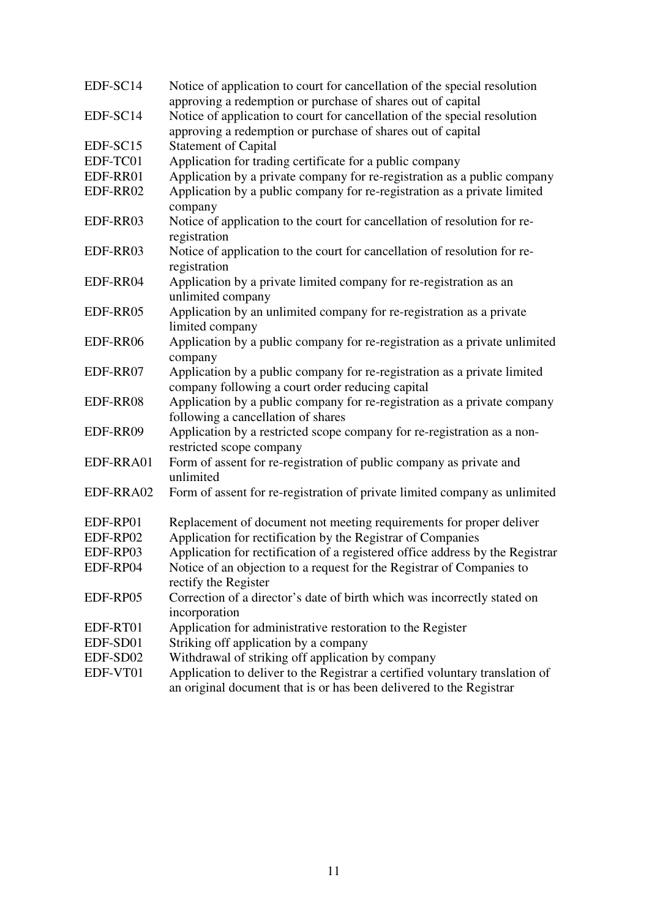| | |
|---|---|
| EDF-SC14 | Notice of application to court for cancellation of the special resolution approving a redemption or purchase of shares out of capital |
| EDF-SC14 | Notice of application to court for cancellation of the special resolution approving a redemption or purchase of shares out of capital |
| EDF-SC15 | Statement of Capital |
| EDF-TC01 | Application for trading certificate for a public company |
| EDF-RR01 | Application by a private company for re-registration as a public company |
| EDF-RR02 | Application by a public company for re-registration as a private limited company |
| EDF-RR03 | Notice of application to the court for cancellation of resolution for re-registration |
| EDF-RR03 | Notice of application to the court for cancellation of resolution for re-registration |
| EDF-RR04 | Application by a private limited company for re-registration as an unlimited company |
| EDF-RR05 | Application by an unlimited company for re-registration as a private limited company |
| EDF-RR06 | Application by a public company for re-registration as a private unlimited company |
| EDF-RR07 | Application by a public company for re-registration as a private limited company following a court order reducing capital |
| EDF-RR08 | Application by a public company for re-registration as a private company following a cancellation of shares |
| EDF-RR09 | Application by a restricted scope company for re-registration as a non-restricted scope company |
| EDF-RRA01 | Form of assent for re-registration of public company as private and unlimited |
| EDF-RRA02 | Form of assent for re-registration of private limited company as unlimited |
| EDF-RP01 | Replacement of document not meeting requirements for proper deliver |
| EDF-RP02 | Application for rectification by the Registrar of Companies |
| EDF-RP03 | Application for rectification of a registered office address by the Registrar |
| EDF-RP04 | Notice of an objection to a request for the Registrar of Companies to rectify the Register |
| EDF-RP05 | Correction of a director's date of birth which was incorrectly stated on incorporation |
| EDF-RT01 | Application for administrative restoration to the Register |
| EDF-SD01 | Striking off application by a company |
| EDF-SD02 | Withdrawal of striking off application by company |
| EDF-VT01 | Application to deliver to the Registrar a certified voluntary translation of an original document that is or has been delivered to the Registrar |